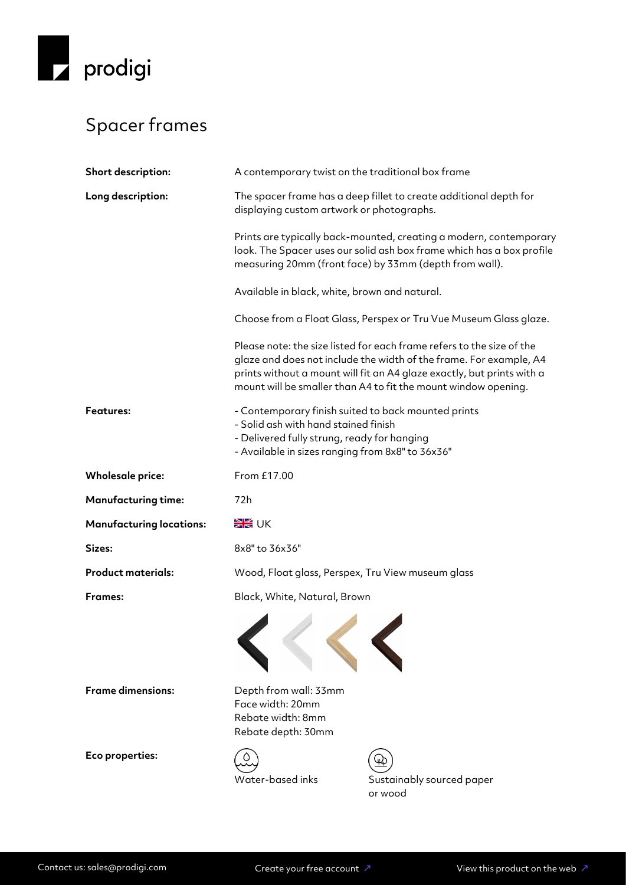prodigi

# Spacer frames

| | |
|---|---|
| **Short description:** | A contemporary twist on the traditional box frame |
| **Long description:** | The spacer frame has a deep fillet to create additional depth for displaying custom artwork or photographs.<br><br>Prints are typically back-mounted, creating a modern, contemporary look. The Spacer uses our solid ash box frame which has a box profile measuring 20mm (front face) by 33mm (depth from wall).<br><br>Available in black, white, brown and natural.<br><br>Choose from a Float Glass, Perspex or Tru Vue Museum Glass glaze.<br><br>Please note: the size listed for each frame refers to the size of the glaze and does not include the width of the frame. For example, A4 prints without a mount will fit an A4 glaze exactly, but prints with a mount will be smaller than A4 to fit the mount window opening. |
| **Features:** | - Contemporary finish suited to back mounted prints<br>- Solid ash with hand stained finish<br>- Delivered fully strung, ready for hanging<br>- Available in sizes ranging from 8x8" to 36x36" |
| **Wholesale price:** | From £17.00 |
| **Manufacturing time:** | 72h |
| **Manufacturing locations:** | UK |
| **Sizes:** | 8x8" to 36x36" |
| **Product materials:** | Wood, Float glass, Perspex, Tru View museum glass |
| **Frames:** | Black, White, Natural, Brown |
| **Frame dimensions:** | Depth from wall: 33mm<br>Face width: 20mm<br>Rebate width: 8mm<br>Rebate depth: 30mm |
| **Eco properties:** | Water-based inks<br>Sustainably sourced paper or wood |

Contact us: sales@prodigi.com | Create your free account ↗ | View this product on the web ↗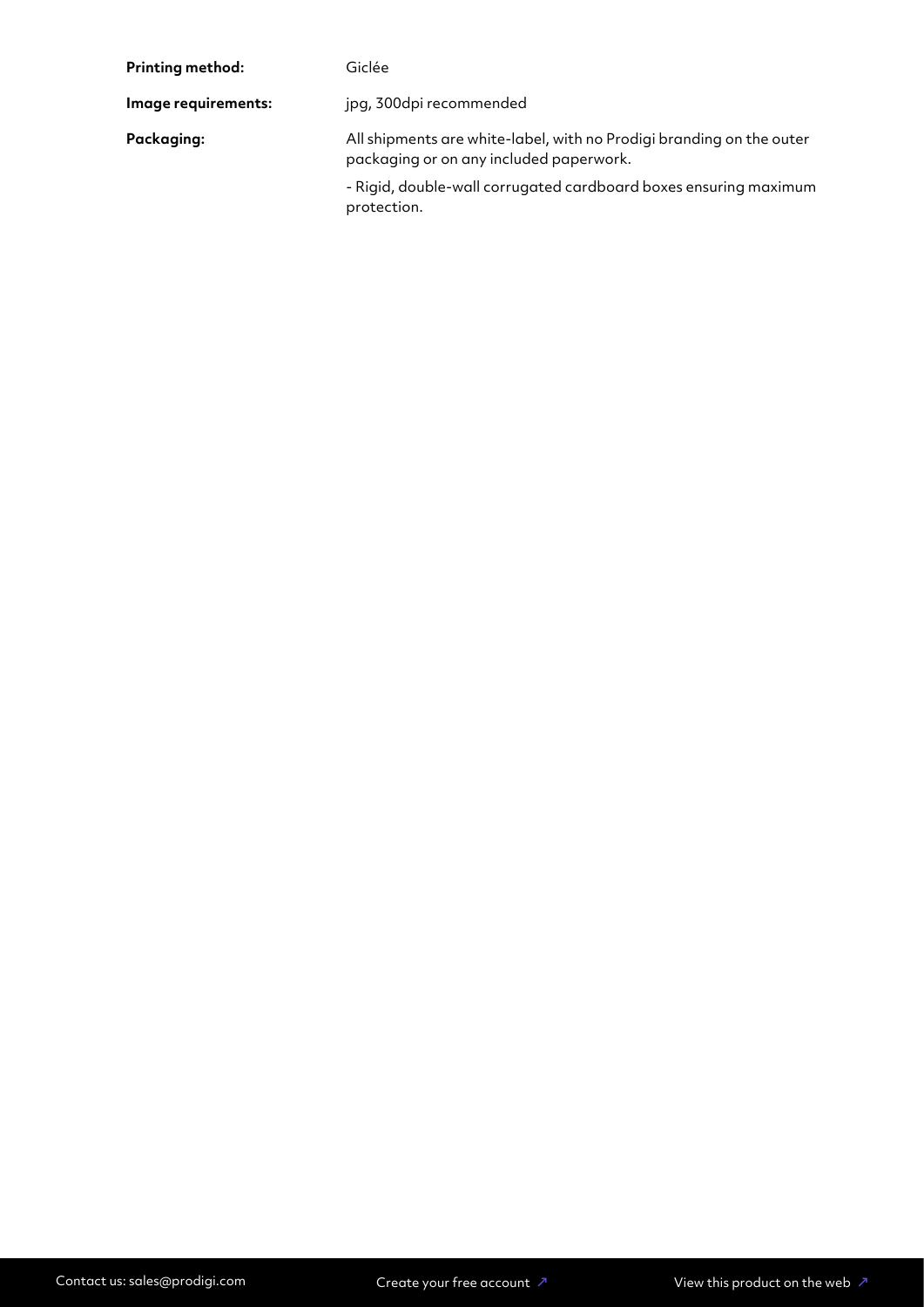| | |
|---|---|
| **Printing method:** | Giclée |
| **Image requirements:** | jpg, 300dpi recommended |
| **Packaging:** | All shipments are white-label, with no Prodigi branding on the outer packaging or on any included paperwork.<br><br>- Rigid, double-wall corrugated cardboard boxes ensuring maximum protection. |

Contact us: sales@prodigi.com

Create your free account ↗

View this product on the web ↗